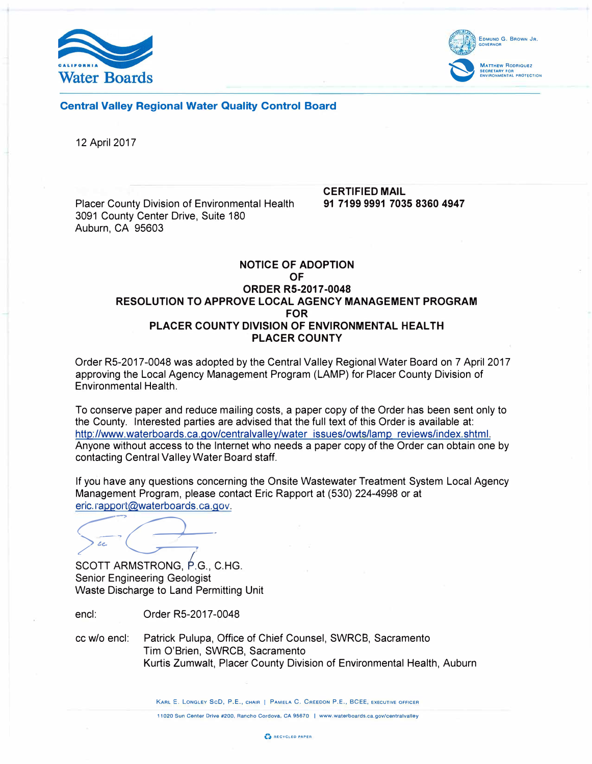California Water Boards

Edmund G. Brown Jr.
Governor

Matthew Rodriquez
Secretary for Environmental Protection

**Central Valley Regional Water Quality Control Board**

12 April 2017

Placer County Division of Environmental Health
3091 County Center Drive, Suite 180
Auburn, CA 95603

**CERTIFIED MAIL**
**91 7199 9991 7035 8360 4947**

**NOTICE OF ADOPTION**
**OF**
**ORDER R5-2017-0048**
**RESOLUTION TO APPROVE LOCAL AGENCY MANAGEMENT PROGRAM**
**FOR**
**PLACER COUNTY DIVISION OF ENVIRONMENTAL HEALTH**
**PLACER COUNTY**

Order R5-2017-0048 was adopted by the Central Valley Regional Water Board on 7 April 2017 approving the Local Agency Management Program (LAMP) for Placer County Division of Environmental Health.

To conserve paper and reduce mailing costs, a paper copy of the Order has been sent only to the County. Interested parties are advised that the full text of this Order is available at: http://www.waterboards.ca.gov/centralvalley/water_issues/owts/lamp_reviews/index.shtml. Anyone without access to the Internet who needs a paper copy of the Order can obtain one by contacting Central Valley Water Board staff.

If you have any questions concerning the Onsite Wastewater Treatment System Local Agency Management Program, please contact Eric Rapport at (530) 224-4998 or at eric.rapport@waterboards.ca.gov.

SCOTT ARMSTRONG, P.G., C.HG.
Senior Engineering Geologist
Waste Discharge to Land Permitting Unit

encl: Order R5-2017-0048

cc w/o encl: Patrick Pulupa, Office of Chief Counsel, SWRCB, Sacramento
Tim O'Brien, SWRCB, Sacramento
Kurtis Zumwalt, Placer County Division of Environmental Health, Auburn

Karl E. Longley ScD, P.E., Chair | Pamela C. Creedon P.E., BCEE, Executive Officer

11020 Sun Center Drive #200, Rancho Cordova, CA 95670 | www.waterboards.ca.gov/centralvalley

Recycled Paper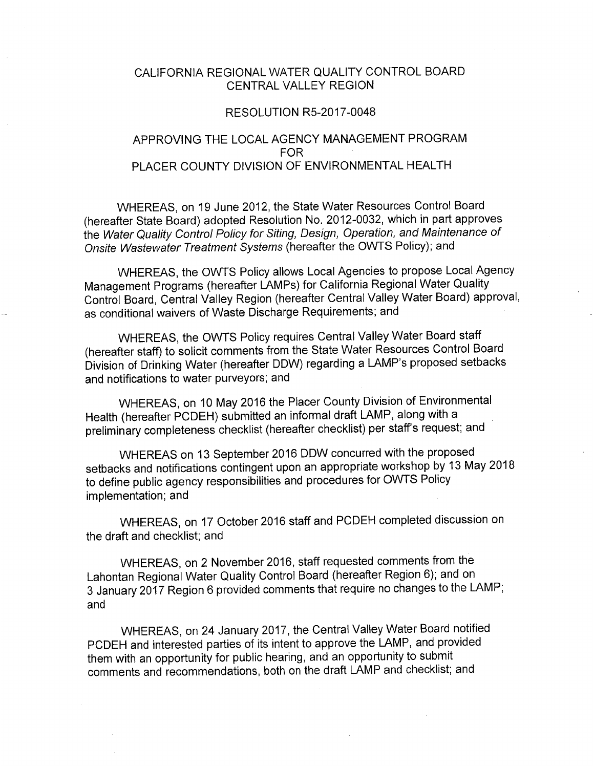CALIFORNIA REGIONAL WATER QUALITY CONTROL BOARD
CENTRAL VALLEY REGION

RESOLUTION R5-2017-0048

APPROVING THE LOCAL AGENCY MANAGEMENT PROGRAM
FOR
PLACER COUNTY DIVISION OF ENVIRONMENTAL HEALTH

WHEREAS, on 19 June 2012, the State Water Resources Control Board (hereafter State Board) adopted Resolution No. 2012-0032, which in part approves the *Water Quality Control Policy for Siting, Design, Operation, and Maintenance of Onsite Wastewater Treatment Systems* (hereafter the OWTS Policy); and

WHEREAS, the OWTS Policy allows Local Agencies to propose Local Agency Management Programs (hereafter LAMPs) for California Regional Water Quality Control Board, Central Valley Region (hereafter Central Valley Water Board) approval, as conditional waivers of Waste Discharge Requirements; and

WHEREAS, the OWTS Policy requires Central Valley Water Board staff (hereafter staff) to solicit comments from the State Water Resources Control Board Division of Drinking Water (hereafter DDW) regarding a LAMP's proposed setbacks and notifications to water purveyors; and

WHEREAS, on 10 May 2016 the Placer County Division of Environmental Health (hereafter PCDEH) submitted an informal draft LAMP, along with a preliminary completeness checklist (hereafter checklist) per staff's request; and

WHEREAS on 13 September 2016 DDW concurred with the proposed setbacks and notifications contingent upon an appropriate workshop by 13 May 2018 to define public agency responsibilities and procedures for OWTS Policy implementation; and

WHEREAS, on 17 October 2016 staff and PCDEH completed discussion on the draft and checklist; and

WHEREAS, on 2 November 2016, staff requested comments from the Lahontan Regional Water Quality Control Board (hereafter Region 6); and on 3 January 2017 Region 6 provided comments that require no changes to the LAMP; and

WHEREAS, on 24 January 2017, the Central Valley Water Board notified PCDEH and interested parties of its intent to approve the LAMP, and provided them with an opportunity for public hearing, and an opportunity to submit comments and recommendations, both on the draft LAMP and checklist; and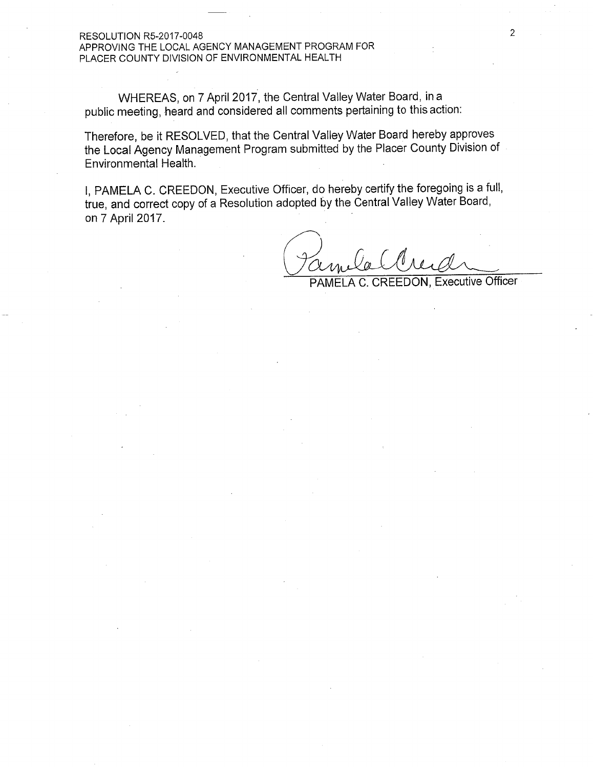WHEREAS, on 7 April 2017, the Central Valley Water Board, in a public meeting, heard and considered all comments pertaining to this action:

Therefore, be it RESOLVED, that the Central Valley Water Board hereby approves the Local Agency Management Program submitted by the Placer County Division of Environmental Health.

I, PAMELA C. CREEDON, Executive Officer, do hereby certify the foregoing is a full, true, and correct copy of a Resolution adopted by the Central Valley Water Board, on 7 April 2017.

PAMELA C. CREEDON, Executive Officer